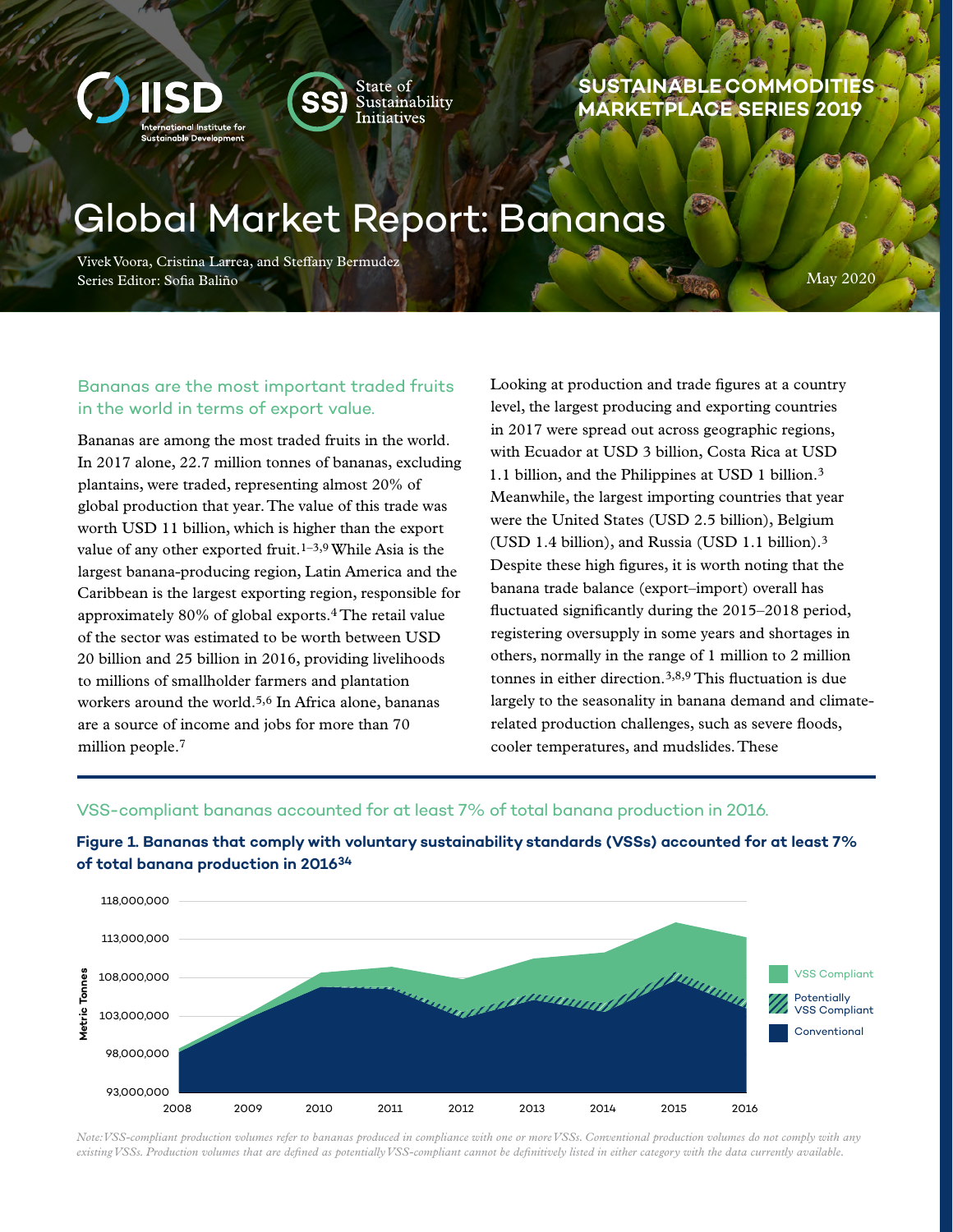SUSTAINABLE COMMODITIES MARKETPLACE SERIES 2019

# Global Market Report: Bananas

Vivek Voora, Cristina Larrea, and Steffany Bermudez
Series Editor: Sofia Baliño

May 2020

## Bananas are the most important traded fruits in the world in terms of export value.

Bananas are among the most traded fruits in the world. In 2017 alone, 22.7 million tonnes of bananas, excluding plantains, were traded, representing almost 20% of global production that year. The value of this trade was worth USD 11 billion, which is higher than the export value of any other exported fruit.[1–3,9] While Asia is the largest banana-producing region, Latin America and the Caribbean is the largest exporting region, responsible for approximately 80% of global exports.[4] The retail value of the sector was estimated to be worth between USD 20 billion and 25 billion in 2016, providing livelihoods to millions of smallholder farmers and plantation workers around the world.[5,6] In Africa alone, bananas are a source of income and jobs for more than 70 million people.[7]

Looking at production and trade figures at a country level, the largest producing and exporting countries in 2017 were spread out across geographic regions, with Ecuador at USD 3 billion, Costa Rica at USD 1.1 billion, and the Philippines at USD 1 billion.[3] Meanwhile, the largest importing countries that year were the United States (USD 2.5 billion), Belgium (USD 1.4 billion), and Russia (USD 1.1 billion).[3] Despite these high figures, it is worth noting that the banana trade balance (export–import) overall has fluctuated significantly during the 2015–2018 period, registering oversupply in some years and shortages in others, normally in the range of 1 million to 2 million tonnes in either direction.[3,8,9] This fluctuation is due largely to the seasonality in banana demand and climate-related production challenges, such as severe floods, cooler temperatures, and mudslides. These

## VSS-compliant bananas accounted for at least 7% of total banana production in 2016.

**Figure 1. Bananas that comply with voluntary sustainability standards (VSSs) accounted for at least 7% of total banana production in 2016[34]**

*Note: VSS-compliant production volumes refer to bananas produced in compliance with one or more VSSs. Conventional production volumes do not comply with any existing VSSs. Production volumes that are defined as potentially VSS-compliant cannot be definitively listed in either category with the data currently available.*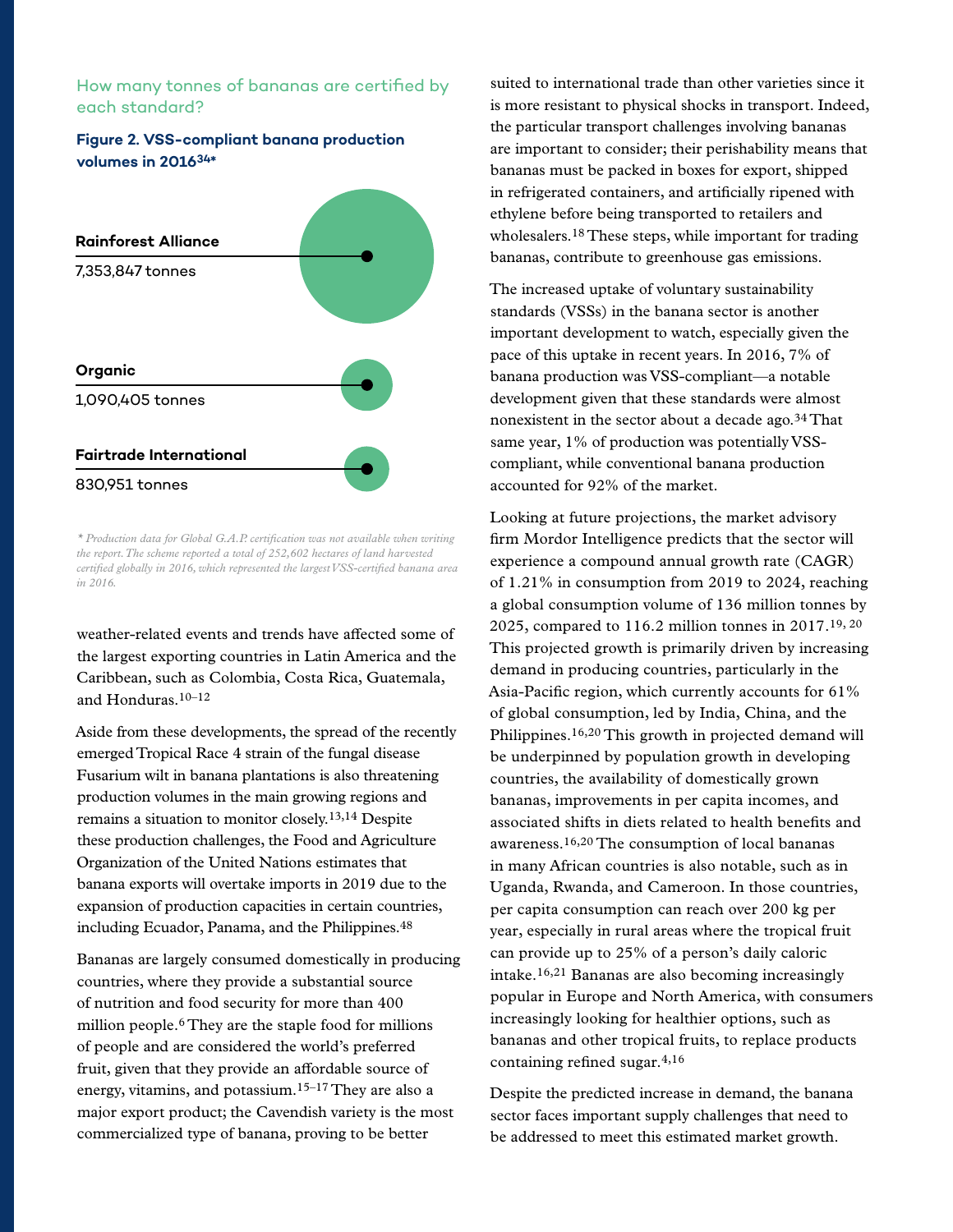## How many tonnes of bananas are certified by each standard?

**Figure 2. VSS-compliant banana production volumes in 2016[34]\***

**Rainforest Alliance**
7,353,847 tonnes

**Organic**
1,090,405 tonnes

**Fairtrade International**
830,951 tonnes

*\* Production data for Global G.A.P. certification was not available when writing the report. The scheme reported a total of 252,602 hectares of land harvested certified globally in 2016, which represented the largest VSS-certified banana area in 2016.*

weather-related events and trends have affected some of the largest exporting countries in Latin America and the Caribbean, such as Colombia, Costa Rica, Guatemala, and Honduras.[10–12]

Aside from these developments, the spread of the recently emerged Tropical Race 4 strain of the fungal disease Fusarium wilt in banana plantations is also threatening production volumes in the main growing regions and remains a situation to monitor closely.[13,14] Despite these production challenges, the Food and Agriculture Organization of the United Nations estimates that banana exports will overtake imports in 2019 due to the expansion of production capacities in certain countries, including Ecuador, Panama, and the Philippines.[48]

Bananas are largely consumed domestically in producing countries, where they provide a substantial source of nutrition and food security for more than 400 million people.[6] They are the staple food for millions of people and are considered the world's preferred fruit, given that they provide an affordable source of energy, vitamins, and potassium.[15–17] They are also a major export product; the Cavendish variety is the most commercialized type of banana, proving to be better suited to international trade than other varieties since it is more resistant to physical shocks in transport. Indeed, the particular transport challenges involving bananas are important to consider; their perishability means that bananas must be packed in boxes for export, shipped in refrigerated containers, and artificially ripened with ethylene before being transported to retailers and wholesalers.[18] These steps, while important for trading bananas, contribute to greenhouse gas emissions.

The increased uptake of voluntary sustainability standards (VSSs) in the banana sector is another important development to watch, especially given the pace of this uptake in recent years. In 2016, 7% of banana production was VSS-compliant—a notable development given that these standards were almost nonexistent in the sector about a decade ago.[34] That same year, 1% of production was potentially VSS-compliant, while conventional banana production accounted for 92% of the market.

Looking at future projections, the market advisory firm Mordor Intelligence predicts that the sector will experience a compound annual growth rate (CAGR) of 1.21% in consumption from 2019 to 2024, reaching a global consumption volume of 136 million tonnes by 2025, compared to 116.2 million tonnes in 2017.[19, 20] This projected growth is primarily driven by increasing demand in producing countries, particularly in the Asia-Pacific region, which currently accounts for 61% of global consumption, led by India, China, and the Philippines.[16,20] This growth in projected demand will be underpinned by population growth in developing countries, the availability of domestically grown bananas, improvements in per capita incomes, and associated shifts in diets related to health benefits and awareness.[16,20] The consumption of local bananas in many African countries is also notable, such as in Uganda, Rwanda, and Cameroon. In those countries, per capita consumption can reach over 200 kg per year, especially in rural areas where the tropical fruit can provide up to 25% of a person's daily caloric intake.[16,21] Bananas are also becoming increasingly popular in Europe and North America, with consumers increasingly looking for healthier options, such as bananas and other tropical fruits, to replace products containing refined sugar.[4,16]

Despite the predicted increase in demand, the banana sector faces important supply challenges that need to be addressed to meet this estimated market growth.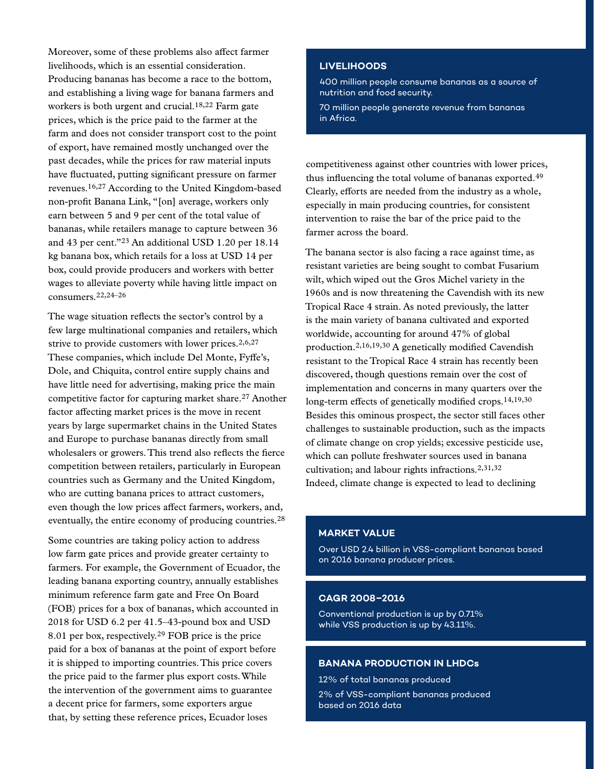Moreover, some of these problems also affect farmer livelihoods, which is an essential consideration. Producing bananas has become a race to the bottom, and establishing a living wage for banana farmers and workers is both urgent and crucial.[18,22] Farm gate prices, which is the price paid to the farmer at the farm and does not consider transport cost to the point of export, have remained mostly unchanged over the past decades, while the prices for raw material inputs have fluctuated, putting significant pressure on farmer revenues.[16,27] According to the United Kingdom-based non-profit Banana Link, "[on] average, workers only earn between 5 and 9 per cent of the total value of bananas, while retailers manage to capture between 36 and 43 per cent."[23] An additional USD 1.20 per 18.14 kg banana box, which retails for a loss at USD 14 per box, could provide producers and workers with better wages to alleviate poverty while having little impact on consumers.[22,24–26]

The wage situation reflects the sector's control by a few large multinational companies and retailers, which strive to provide customers with lower prices.[2,6,27] These companies, which include Del Monte, Fyffe's, Dole, and Chiquita, control entire supply chains and have little need for advertising, making price the main competitive factor for capturing market share.[27] Another factor affecting market prices is the move in recent years by large supermarket chains in the United States and Europe to purchase bananas directly from small wholesalers or growers. This trend also reflects the fierce competition between retailers, particularly in European countries such as Germany and the United Kingdom, who are cutting banana prices to attract customers, even though the low prices affect farmers, workers, and, eventually, the entire economy of producing countries.[28]

Some countries are taking policy action to address low farm gate prices and provide greater certainty to farmers. For example, the Government of Ecuador, the leading banana exporting country, annually establishes minimum reference farm gate and Free On Board (FOB) prices for a box of bananas, which accounted in 2018 for USD 6.2 per 41.5–43-pound box and USD 8.01 per box, respectively.[29] FOB price is the price paid for a box of bananas at the point of export before it is shipped to importing countries. This price covers the price paid to the farmer plus export costs. While the intervention of the government aims to guarantee a decent price for farmers, some exporters argue that, by setting these reference prices, Ecuador loses competitiveness against other countries with lower prices, thus influencing the total volume of bananas exported.[49] Clearly, efforts are needed from the industry as a whole, especially in main producing countries, for consistent intervention to raise the bar of the price paid to the farmer across the board.

> **LIVELIHOODS**
>
> 400 million people consume bananas as a source of nutrition and food security.
>
> 70 million people generate revenue from bananas in Africa.

The banana sector is also facing a race against time, as resistant varieties are being sought to combat Fusarium wilt, which wiped out the Gros Michel variety in the 1960s and is now threatening the Cavendish with its new Tropical Race 4 strain. As noted previously, the latter is the main variety of banana cultivated and exported worldwide, accounting for around 47% of global production.[2,16,19,30] A genetically modified Cavendish resistant to the Tropical Race 4 strain has recently been discovered, though questions remain over the cost of implementation and concerns in many quarters over the long-term effects of genetically modified crops.[14,19,30] Besides this ominous prospect, the sector still faces other challenges to sustainable production, such as the impacts of climate change on crop yields; excessive pesticide use, which can pollute freshwater sources used in banana cultivation; and labour rights infractions.[2,31,32] Indeed, climate change is expected to lead to declining

> **MARKET VALUE**
>
> Over USD 2.4 billion in VSS-compliant bananas based on 2016 banana producer prices.

> **CAGR 2008–2016**
>
> Conventional production is up by 0.71% while VSS production is up by 43.11%.

> **BANANA PRODUCTION IN LHDCs**
>
> 12% of total bananas produced
>
> 2% of VSS-compliant bananas produced based on 2016 data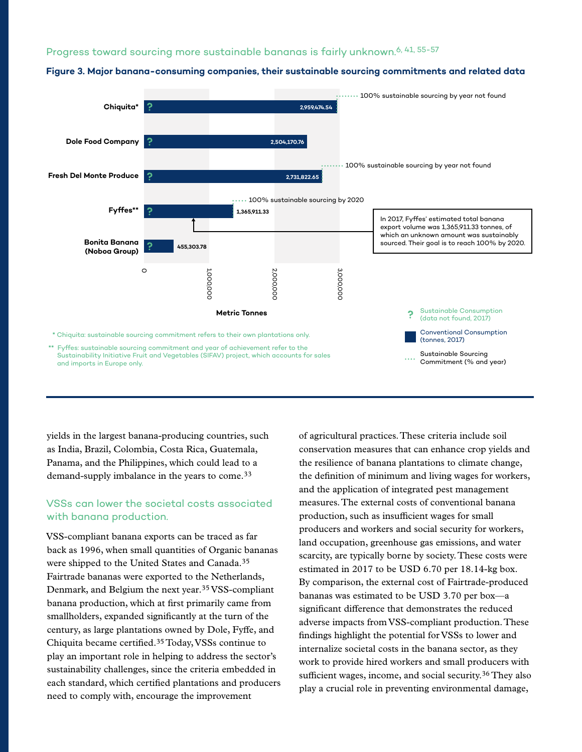Progress toward sourcing more sustainable bananas is fairly unknown.[6, 41, 55-57]

**Figure 3. Major banana-consuming companies, their sustainable sourcing commitments and related data**

| Company | Sustainable Consumption (data not found, 2017) | Conventional Consumption (tonnes, 2017) | Sustainable Sourcing Commitment (% and year) |
|---|---|---|---|
| Chiquita* | ? | 2,959,474.54 | 100% sustainable sourcing by year not found |
| Dole Food Company | ? | 2,504,170.76 | |
| Fresh Del Monte Produce | ? | 2,731,822.65 | 100% sustainable sourcing by year not found |
| Fyffes** | ? | 1,365,911.33 | 100% sustainable sourcing by 2020 |
| Bonita Banana (Noboa Group) | ? | 455,303.78 | |

Metric Tonnes

In 2017, Fyffes' estimated total banana export volume was 1,365,911.33 tonnes, of which an unknown amount was sustainably sourced. Their goal is to reach 100% by 2020.

\* Chiquita: sustainable sourcing commitment refers to their own plantations only.

\*\* Fyffes: sustainable sourcing commitment and year of achievement refer to the Sustainability Initiative Fruit and Vegetables (SIFAV) project, which accounts for sales and imports in Europe only.

yields in the largest banana-producing countries, such as India, Brazil, Colombia, Costa Rica, Guatemala, Panama, and the Philippines, which could lead to a demand-supply imbalance in the years to come.[33]

## VSSs can lower the societal costs associated with banana production.

VSS-compliant banana exports can be traced as far back as 1996, when small quantities of Organic bananas were shipped to the United States and Canada.[35] Fairtrade bananas were exported to the Netherlands, Denmark, and Belgium the next year.[35] VSS-compliant banana production, which at first primarily came from smallholders, expanded significantly at the turn of the century, as large plantations owned by Dole, Fyffe, and Chiquita became certified.[35] Today, VSSs continue to play an important role in helping to address the sector's sustainability challenges, since the criteria embedded in each standard, which certified plantations and producers need to comply with, encourage the improvement of agricultural practices. These criteria include soil conservation measures that can enhance crop yields and the resilience of banana plantations to climate change, the definition of minimum and living wages for workers, and the application of integrated pest management measures. The external costs of conventional banana production, such as insufficient wages for small producers and workers and social security for workers, land occupation, greenhouse gas emissions, and water scarcity, are typically borne by society. These costs were estimated in 2017 to be USD 6.70 per 18.14-kg box. By comparison, the external cost of Fairtrade-produced bananas was estimated to be USD 3.70 per box—a significant difference that demonstrates the reduced adverse impacts from VSS-compliant production. These findings highlight the potential for VSSs to lower and internalize societal costs in the banana sector, as they work to provide hired workers and small producers with sufficient wages, income, and social security.[36] They also play a crucial role in preventing environmental damage,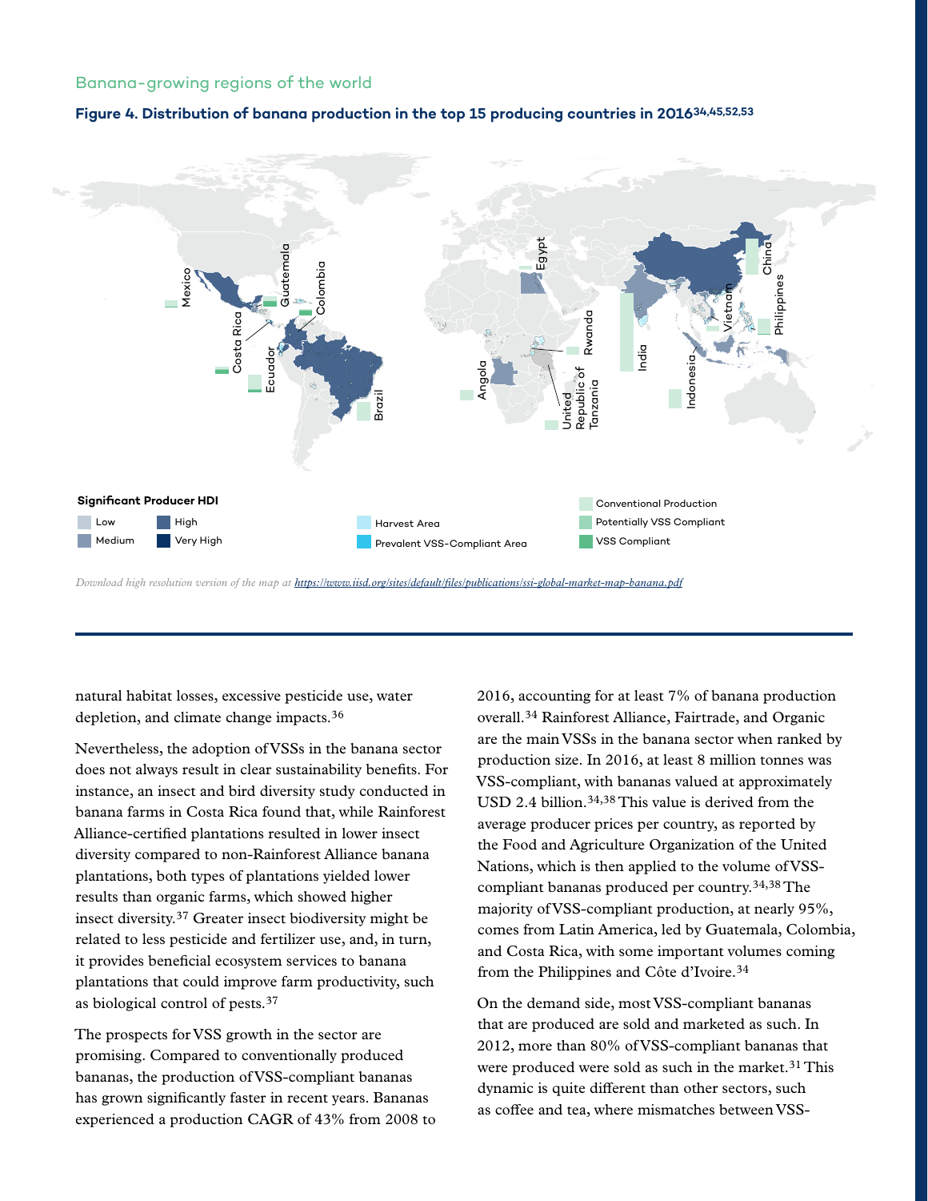Banana-growing regions of the world

**Figure 4. Distribution of banana production in the top 15 producing countries in 2016[34,45,52,53]**

*Download high resolution version of the map at https://www.iisd.org/sites/default/files/publications/ssi-global-market-map-banana.pdf*

natural habitat losses, excessive pesticide use, water depletion, and climate change impacts.[36]

Nevertheless, the adoption of VSSs in the banana sector does not always result in clear sustainability benefits. For instance, an insect and bird diversity study conducted in banana farms in Costa Rica found that, while Rainforest Alliance-certified plantations resulted in lower insect diversity compared to non-Rainforest Alliance banana plantations, both types of plantations yielded lower results than organic farms, which showed higher insect diversity.[37] Greater insect biodiversity might be related to less pesticide and fertilizer use, and, in turn, it provides beneficial ecosystem services to banana plantations that could improve farm productivity, such as biological control of pests.[37]

The prospects for VSS growth in the sector are promising. Compared to conventionally produced bananas, the production of VSS-compliant bananas has grown significantly faster in recent years. Bananas experienced a production CAGR of 43% from 2008 to 2016, accounting for at least 7% of banana production overall.[34] Rainforest Alliance, Fairtrade, and Organic are the main VSSs in the banana sector when ranked by production size. In 2016, at least 8 million tonnes was VSS-compliant, with bananas valued at approximately USD 2.4 billion.[34,38] This value is derived from the average producer prices per country, as reported by the Food and Agriculture Organization of the United Nations, which is then applied to the volume of VSS-compliant bananas produced per country.[34,38] The majority of VSS-compliant production, at nearly 95%, comes from Latin America, led by Guatemala, Colombia, and Costa Rica, with some important volumes coming from the Philippines and Côte d'Ivoire.[34]

On the demand side, most VSS-compliant bananas that are produced are sold and marketed as such. In 2012, more than 80% of VSS-compliant bananas that were produced were sold as such in the market.[31] This dynamic is quite different than other sectors, such as coffee and tea, where mismatches between VSS-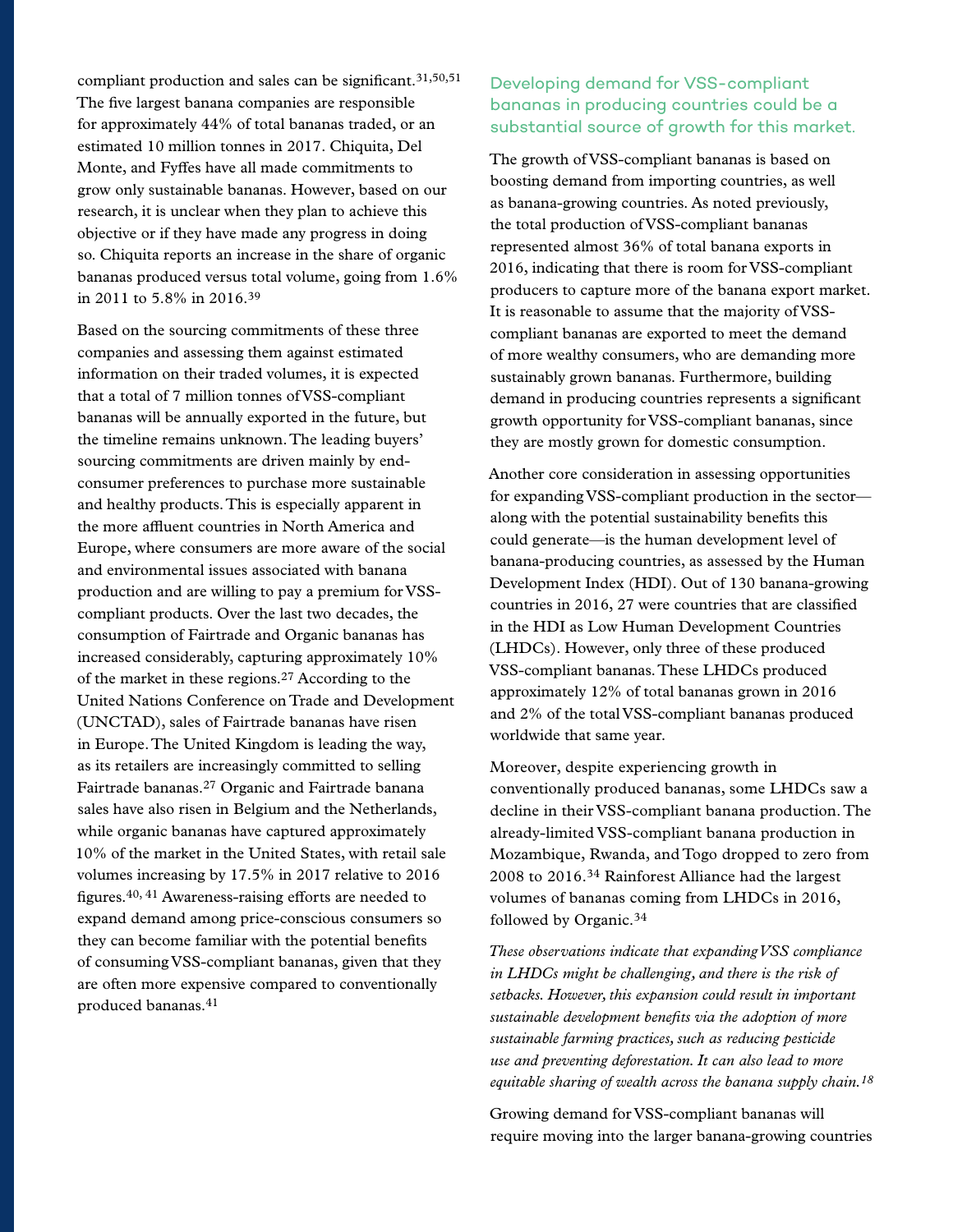compliant production and sales can be significant.[31,50,51] The five largest banana companies are responsible for approximately 44% of total bananas traded, or an estimated 10 million tonnes in 2017. Chiquita, Del Monte, and Fyffes have all made commitments to grow only sustainable bananas. However, based on our research, it is unclear when they plan to achieve this objective or if they have made any progress in doing so. Chiquita reports an increase in the share of organic bananas produced versus total volume, going from 1.6% in 2011 to 5.8% in 2016.[39]

Based on the sourcing commitments of these three companies and assessing them against estimated information on their traded volumes, it is expected that a total of 7 million tonnes of VSS-compliant bananas will be annually exported in the future, but the timeline remains unknown. The leading buyers' sourcing commitments are driven mainly by end-consumer preferences to purchase more sustainable and healthy products. This is especially apparent in the more affluent countries in North America and Europe, where consumers are more aware of the social and environmental issues associated with banana production and are willing to pay a premium for VSS-compliant products. Over the last two decades, the consumption of Fairtrade and Organic bananas has increased considerably, capturing approximately 10% of the market in these regions.[27] According to the United Nations Conference on Trade and Development (UNCTAD), sales of Fairtrade bananas have risen in Europe. The United Kingdom is leading the way, as its retailers are increasingly committed to selling Fairtrade bananas.[27] Organic and Fairtrade banana sales have also risen in Belgium and the Netherlands, while organic bananas have captured approximately 10% of the market in the United States, with retail sale volumes increasing by 17.5% in 2017 relative to 2016 figures.[40, 41] Awareness-raising efforts are needed to expand demand among price-conscious consumers so they can become familiar with the potential benefits of consuming VSS-compliant bananas, given that they are often more expensive compared to conventionally produced bananas.[41]

### Developing demand for VSS-compliant bananas in producing countries could be a substantial source of growth for this market.

The growth of VSS-compliant bananas is based on boosting demand from importing countries, as well as banana-growing countries. As noted previously, the total production of VSS-compliant bananas represented almost 36% of total banana exports in 2016, indicating that there is room for VSS-compliant producers to capture more of the banana export market. It is reasonable to assume that the majority of VSS-compliant bananas are exported to meet the demand of more wealthy consumers, who are demanding more sustainably grown bananas. Furthermore, building demand in producing countries represents a significant growth opportunity for VSS-compliant bananas, since they are mostly grown for domestic consumption.

Another core consideration in assessing opportunities for expanding VSS-compliant production in the sector—along with the potential sustainability benefits this could generate—is the human development level of banana-producing countries, as assessed by the Human Development Index (HDI). Out of 130 banana-growing countries in 2016, 27 were countries that are classified in the HDI as Low Human Development Countries (LHDCs). However, only three of these produced VSS-compliant bananas. These LHDCs produced approximately 12% of total bananas grown in 2016 and 2% of the total VSS-compliant bananas produced worldwide that same year.

Moreover, despite experiencing growth in conventionally produced bananas, some LHDCs saw a decline in their VSS-compliant banana production. The already-limited VSS-compliant banana production in Mozambique, Rwanda, and Togo dropped to zero from 2008 to 2016.[34] Rainforest Alliance had the largest volumes of bananas coming from LHDCs in 2016, followed by Organic.[34]

*These observations indicate that expanding VSS compliance in LHDCs might be challenging, and there is the risk of setbacks. However, this expansion could result in important sustainable development benefits via the adoption of more sustainable farming practices, such as reducing pesticide use and preventing deforestation. It can also lead to more equitable sharing of wealth across the banana supply chain.*[18]

Growing demand for VSS-compliant bananas will require moving into the larger banana-growing countries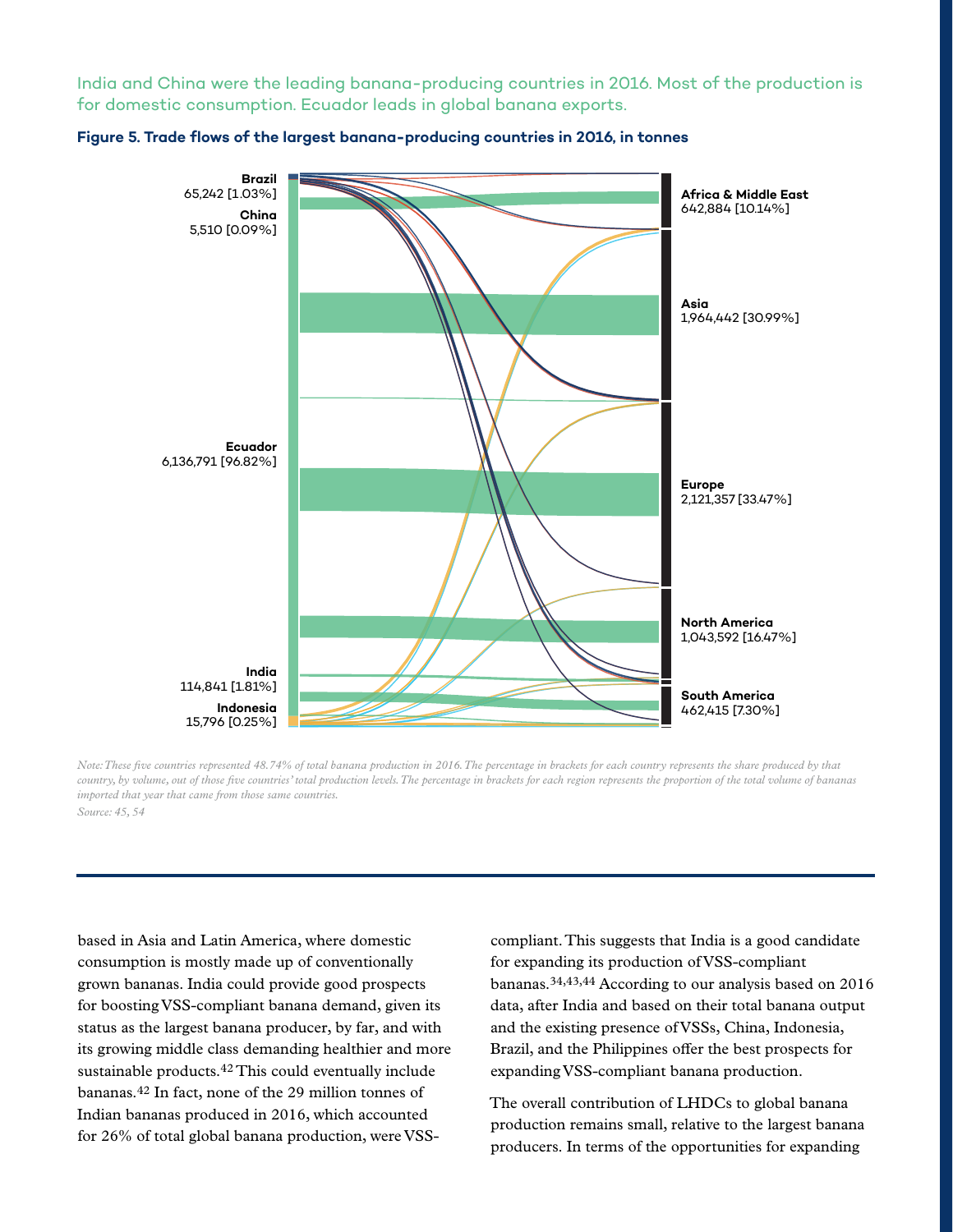India and China were the leading banana-producing countries in 2016. Most of the production is for domestic consumption. Ecuador leads in global banana exports.

**Figure 5. Trade flows of the largest banana-producing countries in 2016, in tonnes**

**Brazil** 65,242 [1.03%]
**China** 5,510 [0.09%]
**Ecuador** 6,136,791 [96.82%]
**India** 114,841 [1.81%]
**Indonesia** 15,796 [0.25%]

**Africa & Middle East** 642,884 [10.14%]
**Asia** 1,964,442 [30.99%]
**Europe** 2,121,357 [33.47%]
**North America** 1,043,592 [16.47%]
**South America** 462,415 [7.30%]

*Note: These five countries represented 48.74% of total banana production in 2016. The percentage in brackets for each country represents the share produced by that country, by volume, out of those five countries' total production levels. The percentage in brackets for each region represents the proportion of the total volume of bananas imported that year that came from those same countries.*

*Source: 45, 54*

---

based in Asia and Latin America, where domestic consumption is mostly made up of conventionally grown bananas. India could provide good prospects for boosting VSS-compliant banana demand, given its status as the largest banana producer, by far, and with its growing middle class demanding healthier and more sustainable products.[42] This could eventually include bananas.[42] In fact, none of the 29 million tonnes of Indian bananas produced in 2016, which accounted for 26% of total global banana production, were VSS-compliant. This suggests that India is a good candidate for expanding its production of VSS-compliant bananas.[34,43,44] According to our analysis based on 2016 data, after India and based on their total banana output and the existing presence of VSSs, China, Indonesia, Brazil, and the Philippines offer the best prospects for expanding VSS-compliant banana production.

The overall contribution of LHDCs to global banana production remains small, relative to the largest banana producers. In terms of the opportunities for expanding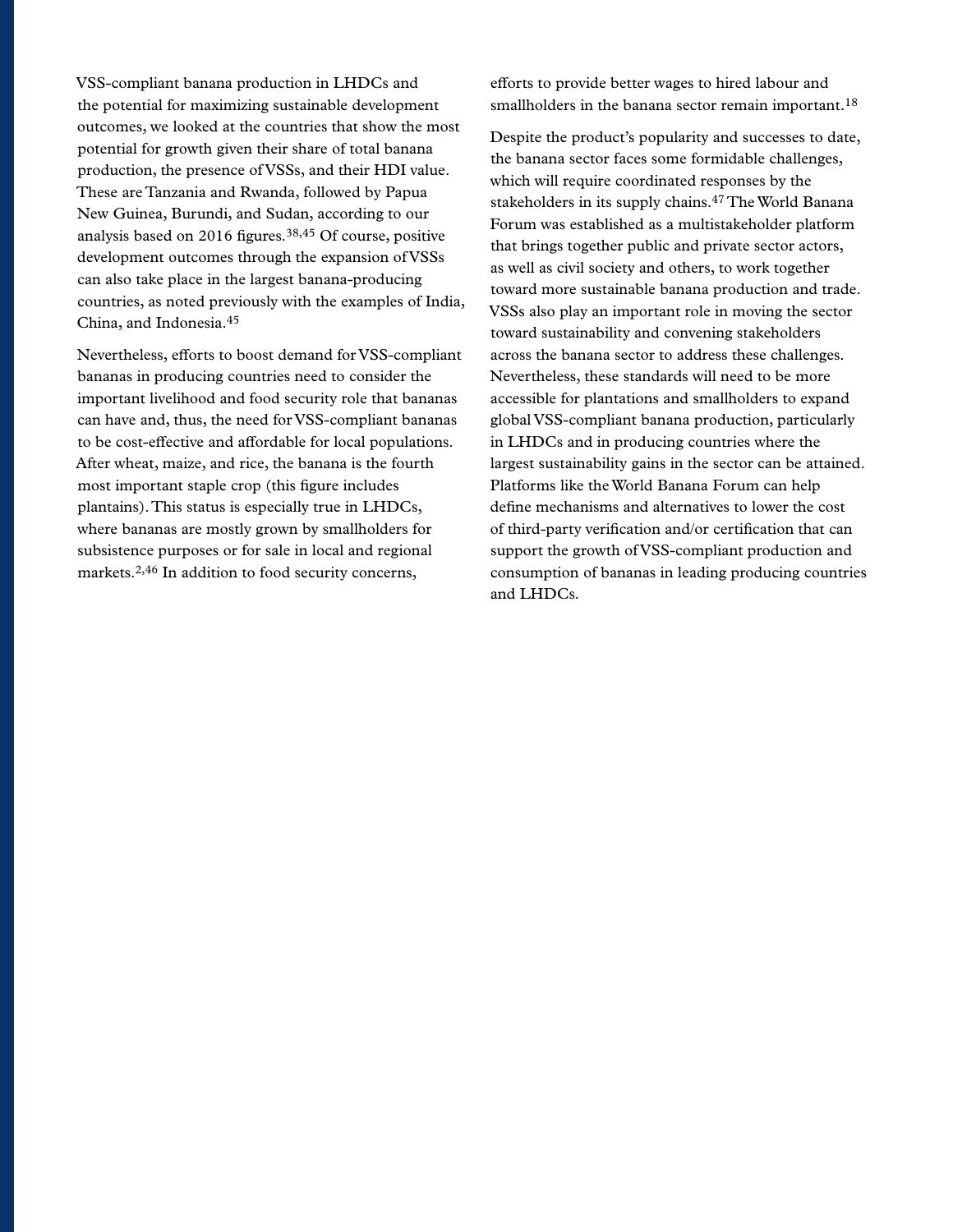VSS-compliant banana production in LHDCs and the potential for maximizing sustainable development outcomes, we looked at the countries that show the most potential for growth given their share of total banana production, the presence of VSSs, and their HDI value. These are Tanzania and Rwanda, followed by Papua New Guinea, Burundi, and Sudan, according to our analysis based on 2016 figures.[38,45] Of course, positive development outcomes through the expansion of VSSs can also take place in the largest banana-producing countries, as noted previously with the examples of India, China, and Indonesia.[45]

Nevertheless, efforts to boost demand for VSS-compliant bananas in producing countries need to consider the important livelihood and food security role that bananas can have and, thus, the need for VSS-compliant bananas to be cost-effective and affordable for local populations. After wheat, maize, and rice, the banana is the fourth most important staple crop (this figure includes plantains). This status is especially true in LHDCs, where bananas are mostly grown by smallholders for subsistence purposes or for sale in local and regional markets.[2,46] In addition to food security concerns, efforts to provide better wages to hired labour and smallholders in the banana sector remain important.[18]

Despite the product's popularity and successes to date, the banana sector faces some formidable challenges, which will require coordinated responses by the stakeholders in its supply chains.[47] The World Banana Forum was established as a multistakeholder platform that brings together public and private sector actors, as well as civil society and others, to work together toward more sustainable banana production and trade. VSSs also play an important role in moving the sector toward sustainability and convening stakeholders across the banana sector to address these challenges. Nevertheless, these standards will need to be more accessible for plantations and smallholders to expand global VSS-compliant banana production, particularly in LHDCs and in producing countries where the largest sustainability gains in the sector can be attained. Platforms like the World Banana Forum can help define mechanisms and alternatives to lower the cost of third-party verification and/or certification that can support the growth of VSS-compliant production and consumption of bananas in leading producing countries and LHDCs.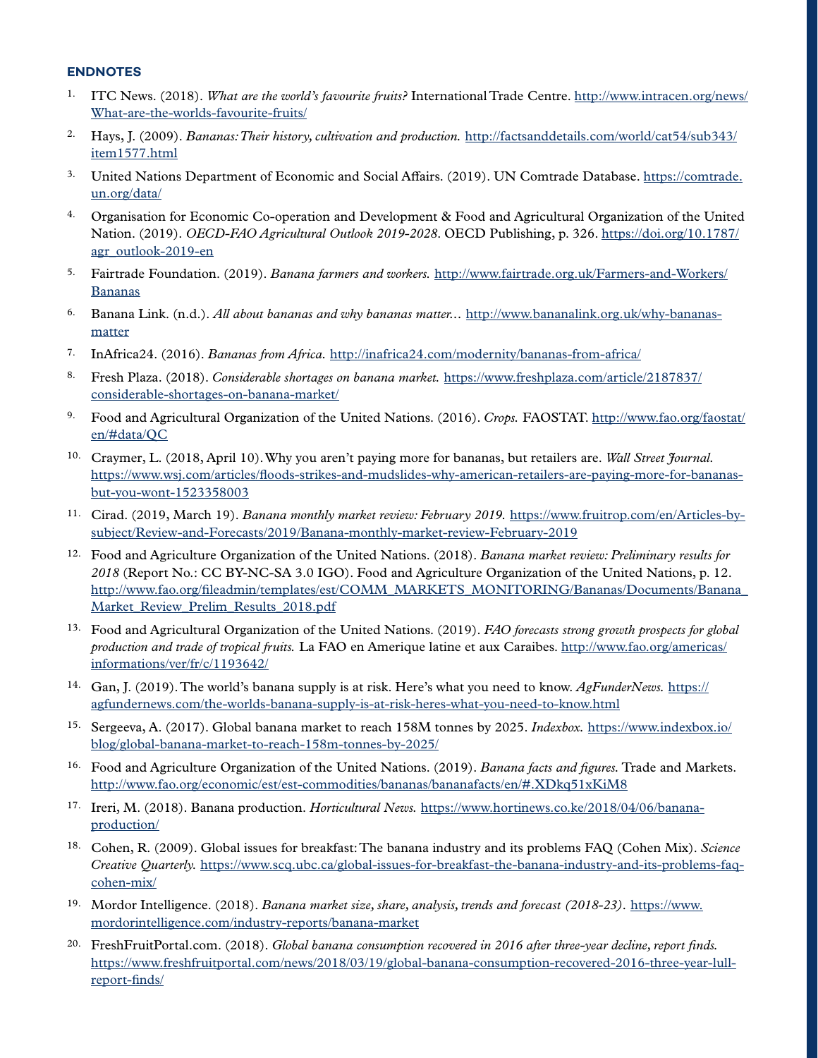## ENDNOTES

1. ITC News. (2018). *What are the world's favourite fruits?* International Trade Centre. http://www.intracen.org/news/What-are-the-worlds-favourite-fruits/
2. Hays, J. (2009). *Bananas: Their history, cultivation and production.* http://factsanddetails.com/world/cat54/sub343/item1577.html
3. United Nations Department of Economic and Social Affairs. (2019). UN Comtrade Database. https://comtrade.un.org/data/
4. Organisation for Economic Co-operation and Development & Food and Agricultural Organization of the United Nation. (2019). *OECD-FAO Agricultural Outlook 2019-2028*. OECD Publishing, p. 326. https://doi.org/10.1787/agr_outlook-2019-en
5. Fairtrade Foundation. (2019). *Banana farmers and workers.* http://www.fairtrade.org.uk/Farmers-and-Workers/Bananas
6. Banana Link. (n.d.). *All about bananas and why bananas matter…* http://www.bananalink.org.uk/why-bananas-matter
7. InAfrica24. (2016). *Bananas from Africa.* http://inafrica24.com/modernity/bananas-from-africa/
8. Fresh Plaza. (2018). *Considerable shortages on banana market.* https://www.freshplaza.com/article/2187837/considerable-shortages-on-banana-market/
9. Food and Agricultural Organization of the United Nations. (2016). *Crops.* FAOSTAT. http://www.fao.org/faostat/en/#data/QC
10. Craymer, L. (2018, April 10). Why you aren't paying more for bananas, but retailers are. *Wall Street Journal.* https://www.wsj.com/articles/floods-strikes-and-mudslides-why-american-retailers-are-paying-more-for-bananas-but-you-wont-1523358003
11. Cirad. (2019, March 19). *Banana monthly market review: February 2019.* https://www.fruitrop.com/en/Articles-by-subject/Review-and-Forecasts/2019/Banana-monthly-market-review-February-2019
12. Food and Agriculture Organization of the United Nations. (2018). *Banana market review: Preliminary results for 2018* (Report No.: CC BY-NC-SA 3.0 IGO). Food and Agriculture Organization of the United Nations, p. 12. http://www.fao.org/fileadmin/templates/est/COMM_MARKETS_MONITORING/Bananas/Documents/Banana_Market_Review_Prelim_Results_2018.pdf
13. Food and Agricultural Organization of the United Nations. (2019). *FAO forecasts strong growth prospects for global production and trade of tropical fruits.* La FAO en Amerique latine et aux Caraibes. http://www.fao.org/americas/informations/ver/fr/c/1193642/
14. Gan, J. (2019). The world's banana supply is at risk. Here's what you need to know. *AgFunderNews.* https://agfundernews.com/the-worlds-banana-supply-is-at-risk-heres-what-you-need-to-know.html
15. Sergeeva, A. (2017). Global banana market to reach 158M tonnes by 2025. *Indexbox.* https://www.indexbox.io/blog/global-banana-market-to-reach-158m-tonnes-by-2025/
16. Food and Agriculture Organization of the United Nations. (2019). *Banana facts and figures.* Trade and Markets. http://www.fao.org/economic/est/est-commodities/bananas/bananafacts/en/#.XDkq51xKiM8
17. Ireri, M. (2018). Banana production. *Horticultural News.* https://www.hortinews.co.ke/2018/04/06/banana-production/
18. Cohen, R. (2009). Global issues for breakfast: The banana industry and its problems FAQ (Cohen Mix). *Science Creative Quarterly.* https://www.scq.ubc.ca/global-issues-for-breakfast-the-banana-industry-and-its-problems-faq-cohen-mix/
19. Mordor Intelligence. (2018). *Banana market size, share, analysis, trends and forecast (2018-23).* https://www.mordorintelligence.com/industry-reports/banana-market
20. FreshFruitPortal.com. (2018). *Global banana consumption recovered in 2016 after three-year decline, report finds.* https://www.freshfruitportal.com/news/2018/03/19/global-banana-consumption-recovered-2016-three-year-lull-report-finds/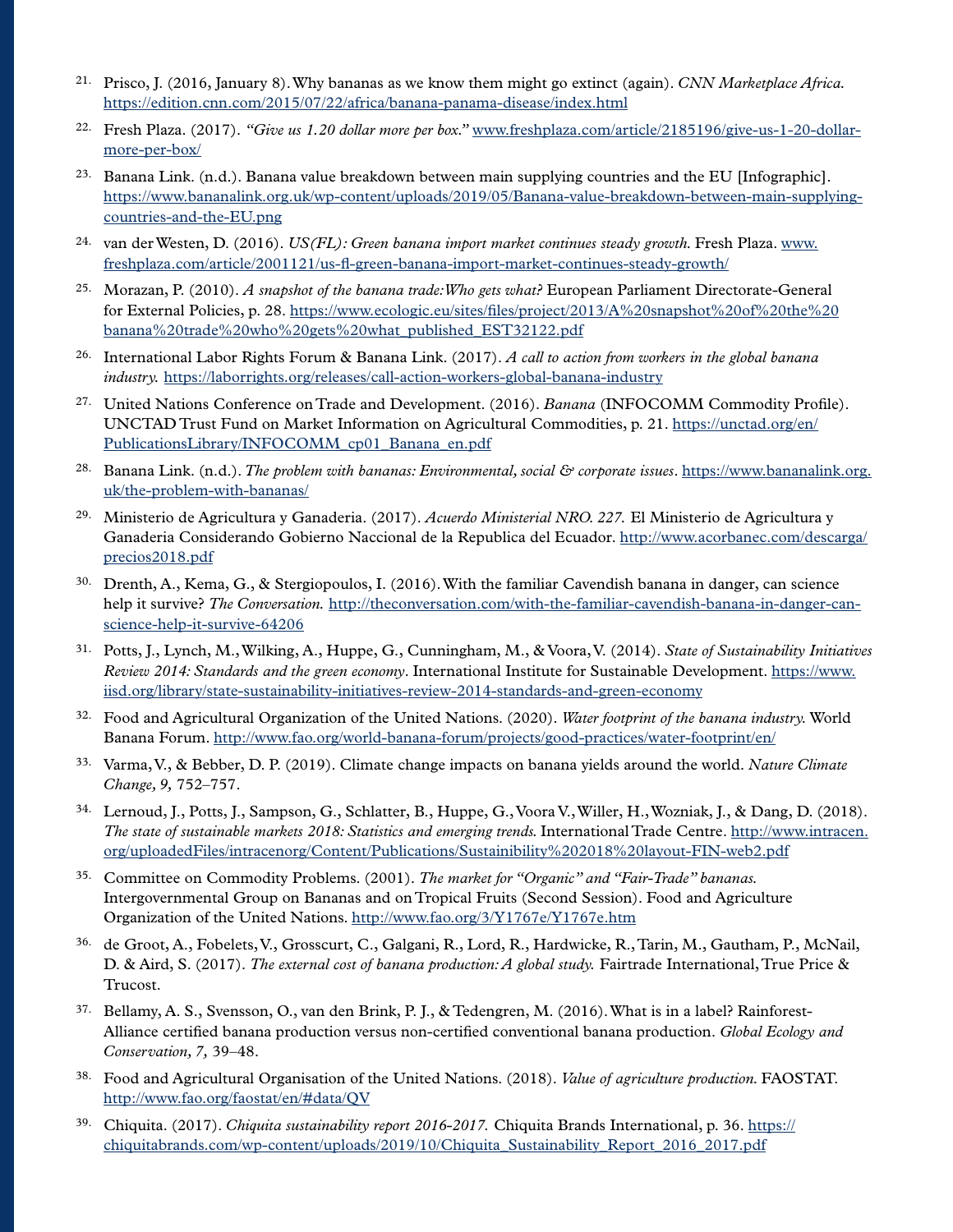21. Prisco, J. (2016, January 8). Why bananas as we know them might go extinct (again). *CNN Marketplace Africa.* https://edition.cnn.com/2015/07/22/africa/banana-panama-disease/index.html

22. Fresh Plaza. (2017). *"Give us 1.20 dollar more per box."* www.freshplaza.com/article/2185196/give-us-1-20-dollar-more-per-box/

23. Banana Link. (n.d.). Banana value breakdown between main supplying countries and the EU [Infographic]. https://www.bananalink.org.uk/wp-content/uploads/2019/05/Banana-value-breakdown-between-main-supplying-countries-and-the-EU.png

24. van der Westen, D. (2016). *US(FL): Green banana import market continues steady growth.* Fresh Plaza. www.freshplaza.com/article/2001121/us-fl-green-banana-import-market-continues-steady-growth/

25. Morazan, P. (2010). *A snapshot of the banana trade: Who gets what?* European Parliament Directorate-General for External Policies, p. 28. https://www.ecologic.eu/sites/files/project/2013/A%20snapshot%20of%20the%20banana%20trade%20who%20gets%20what_published_EST32122.pdf

26. International Labor Rights Forum & Banana Link. (2017). *A call to action from workers in the global banana industry.* https://laborrights.org/releases/call-action-workers-global-banana-industry

27. United Nations Conference on Trade and Development. (2016). *Banana* (INFOCOMM Commodity Profile). UNCTAD Trust Fund on Market Information on Agricultural Commodities, p. 21. https://unctad.org/en/PublicationsLibrary/INFOCOMM_cp01_Banana_en.pdf

28. Banana Link. (n.d.). *The problem with bananas: Environmental, social & corporate issues*. https://www.bananalink.org.uk/the-problem-with-bananas/

29. Ministerio de Agricultura y Ganaderia. (2017). *Acuerdo Ministerial NRO. 227.* El Ministerio de Agricultura y Ganaderia Considerando Gobierno Naccional de la Republica del Ecuador. http://www.acorbanec.com/descarga/precios2018.pdf

30. Drenth, A., Kema, G., & Stergiopoulos, I. (2016). With the familiar Cavendish banana in danger, can science help it survive? *The Conversation.* http://theconversation.com/with-the-familiar-cavendish-banana-in-danger-can-science-help-it-survive-64206

31. Potts, J., Lynch, M., Wilking, A., Huppe, G., Cunningham, M., & Voora, V. (2014). *State of Sustainability Initiatives Review 2014: Standards and the green economy*. International Institute for Sustainable Development. https://www.iisd.org/library/state-sustainability-initiatives-review-2014-standards-and-green-economy

32. Food and Agricultural Organization of the United Nations. (2020). *Water footprint of the banana industry.* World Banana Forum. http://www.fao.org/world-banana-forum/projects/good-practices/water-footprint/en/

33. Varma, V., & Bebber, D. P. (2019). Climate change impacts on banana yields around the world. *Nature Climate Change, 9,* 752–757.

34. Lernoud, J., Potts, J., Sampson, G., Schlatter, B., Huppe, G., Voora V., Willer, H., Wozniak, J., & Dang, D. (2018). *The state of sustainable markets 2018: Statistics and emerging trends.* International Trade Centre. http://www.intracen.org/uploadedFiles/intracenorg/Content/Publications/Sustainibility%202018%20layout-FIN-web2.pdf

35. Committee on Commodity Problems. (2001). *The market for "Organic" and "Fair-Trade" bananas.* Intergovernmental Group on Bananas and on Tropical Fruits (Second Session). Food and Agriculture Organization of the United Nations. http://www.fao.org/3/Y1767e/Y1767e.htm

36. de Groot, A., Fobelets, V., Grosscurt, C., Galgani, R., Lord, R., Hardwicke, R., Tarin, M., Gautham, P., McNail, D. & Aird, S. (2017). *The external cost of banana production: A global study.* Fairtrade International, True Price & Trucost.

37. Bellamy, A. S., Svensson, O., van den Brink, P. J., & Tedengren, M. (2016). What is in a label? Rainforest-Alliance certified banana production versus non-certified conventional banana production. *Global Ecology and Conservation, 7,* 39–48.

38. Food and Agricultural Organisation of the United Nations. (2018). *Value of agriculture production.* FAOSTAT. http://www.fao.org/faostat/en/#data/QV

39. Chiquita. (2017). *Chiquita sustainability report 2016-2017.* Chiquita Brands International, p. 36. https://chiquitabrands.com/wp-content/uploads/2019/10/Chiquita_Sustainability_Report_2016_2017.pdf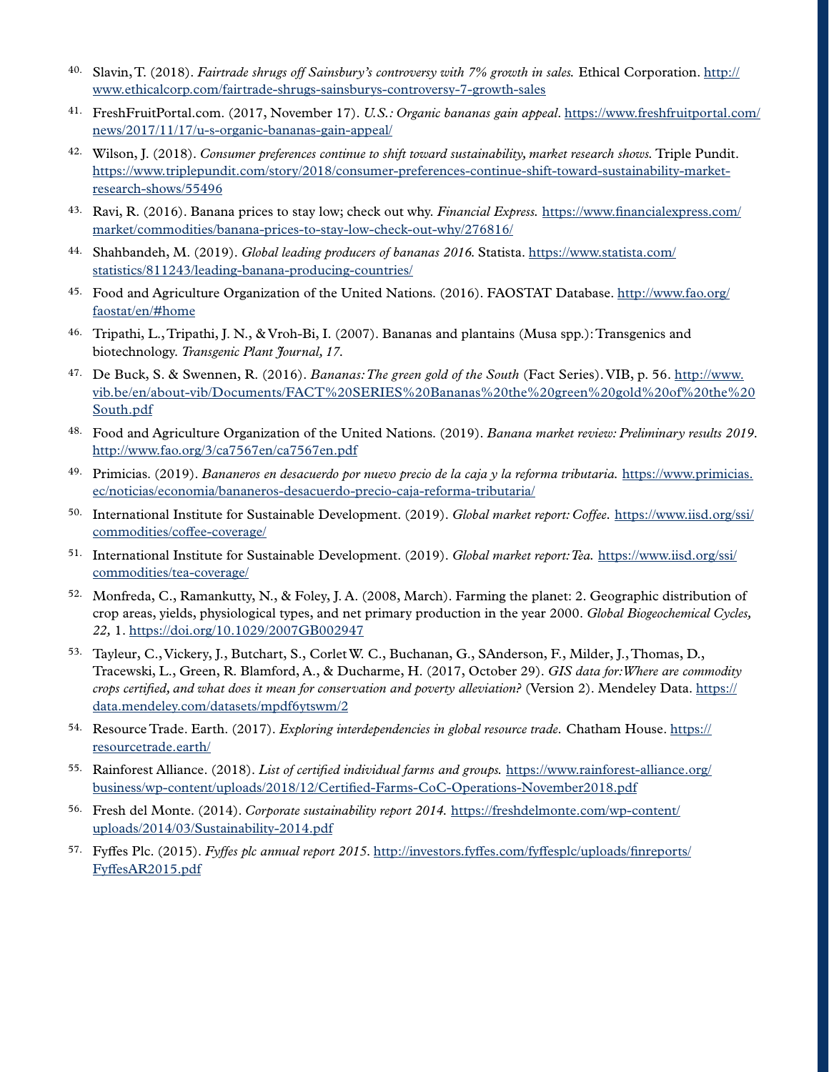40. Slavin, T. (2018). *Fairtrade shrugs off Sainsbury's controversy with 7% growth in sales.* Ethical Corporation. http://www.ethicalcorp.com/fairtrade-shrugs-sainsburys-controversy-7-growth-sales

41. FreshFruitPortal.com. (2017, November 17). *U.S.: Organic bananas gain appeal*. https://www.freshfruitportal.com/news/2017/11/17/u-s-organic-bananas-gain-appeal/

42. Wilson, J. (2018). *Consumer preferences continue to shift toward sustainability, market research shows.* Triple Pundit. https://www.triplepundit.com/story/2018/consumer-preferences-continue-shift-toward-sustainability-market-research-shows/55496

43. Ravi, R. (2016). Banana prices to stay low; check out why. *Financial Express.* https://www.financialexpress.com/market/commodities/banana-prices-to-stay-low-check-out-why/276816/

44. Shahbandeh, M. (2019). *Global leading producers of bananas 2016.* Statista. https://www.statista.com/statistics/811243/leading-banana-producing-countries/

45. Food and Agriculture Organization of the United Nations. (2016). FAOSTAT Database. http://www.fao.org/faostat/en/#home

46. Tripathi, L., Tripathi, J. N., & Vroh-Bi, I. (2007). Bananas and plantains (Musa spp.): Transgenics and biotechnology. *Transgenic Plant Journal, 17.*

47. De Buck, S. & Swennen, R. (2016). *Bananas: The green gold of the South* (Fact Series). VIB, p. 56. http://www.vib.be/en/about-vib/Documents/FACT%20SERIES%20Bananas%20the%20green%20gold%20of%20the%20South.pdf

48. Food and Agriculture Organization of the United Nations. (2019). *Banana market review: Preliminary results 2019*. http://www.fao.org/3/ca7567en/ca7567en.pdf

49. Primicias. (2019). *Bananeros en desacuerdo por nuevo precio de la caja y la reforma tributaria.* https://www.primicias.ec/noticias/economia/bananeros-desacuerdo-precio-caja-reforma-tributaria/

50. International Institute for Sustainable Development. (2019). *Global market report: Coffee.* https://www.iisd.org/ssi/commodities/coffee-coverage/

51. International Institute for Sustainable Development. (2019). *Global market report: Tea.* https://www.iisd.org/ssi/commodities/tea-coverage/

52. Monfreda, C., Ramankutty, N., & Foley, J. A. (2008, March). Farming the planet: 2. Geographic distribution of crop areas, yields, physiological types, and net primary production in the year 2000. *Global Biogeochemical Cycles, 22,* 1. https://doi.org/10.1029/2007GB002947

53. Tayleur, C., Vickery, J., Butchart, S., Corlet W. C., Buchanan, G., SAnderson, F., Milder, J., Thomas, D., Tracewski, L., Green, R. Blamford, A., & Ducharme, H. (2017, October 29). *GIS data for: Where are commodity crops certified, and what does it mean for conservation and poverty alleviation?* (Version 2). Mendeley Data. https://data.mendeley.com/datasets/mpdf6ytswm/2

54. Resource Trade. Earth. (2017). *Exploring interdependencies in global resource trade.* Chatham House. https://resourcetrade.earth/

55. Rainforest Alliance. (2018). *List of certified individual farms and groups.* https://www.rainforest-alliance.org/business/wp-content/uploads/2018/12/Certified-Farms-CoC-Operations-November2018.pdf

56. Fresh del Monte. (2014). *Corporate sustainability report 2014.* https://freshdelmonte.com/wp-content/uploads/2014/03/Sustainability-2014.pdf

57. Fyffes Plc. (2015). *Fyffes plc annual report 2015*. http://investors.fyffes.com/fyffesplc/uploads/finreports/FyffesAR2015.pdf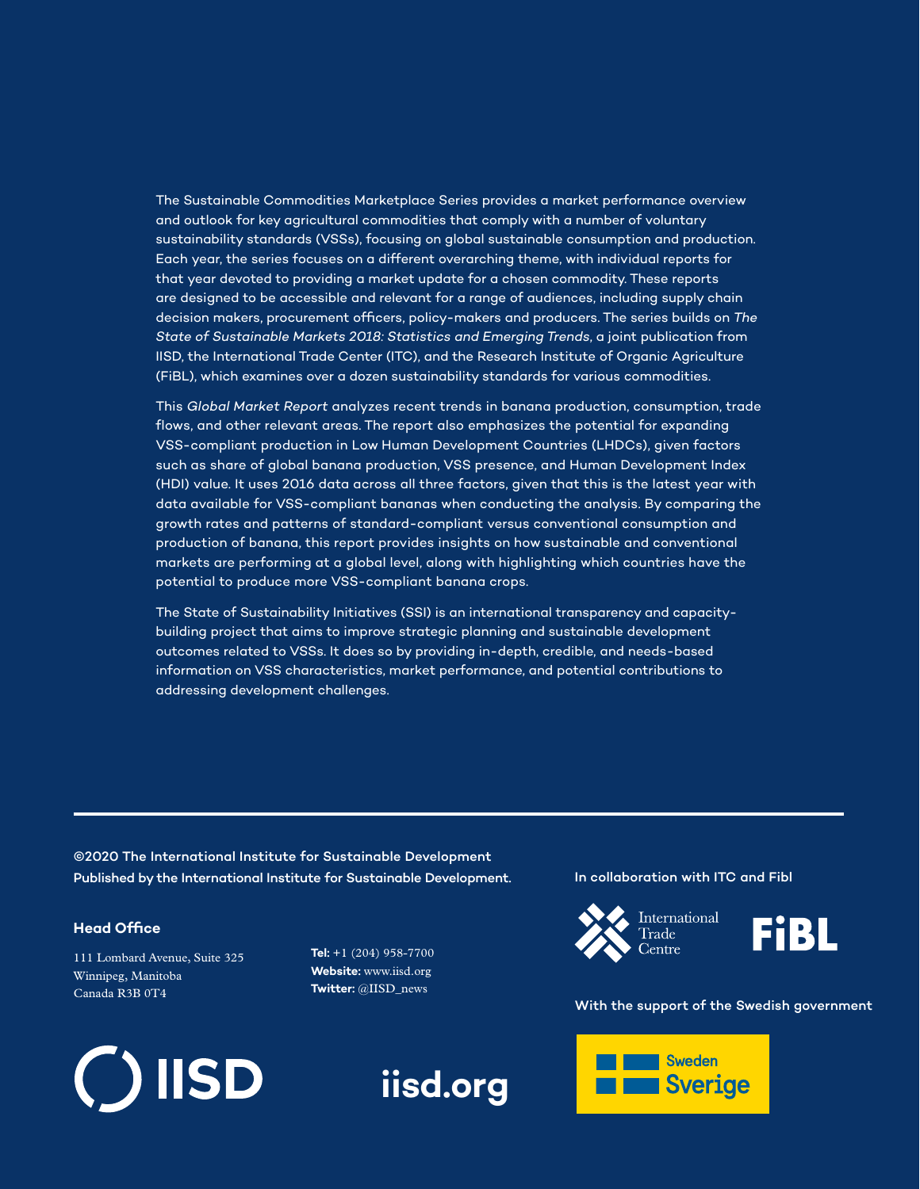The Sustainable Commodities Marketplace Series provides a market performance overview and outlook for key agricultural commodities that comply with a number of voluntary sustainability standards (VSSs), focusing on global sustainable consumption and production. Each year, the series focuses on a different overarching theme, with individual reports for that year devoted to providing a market update for a chosen commodity. These reports are designed to be accessible and relevant for a range of audiences, including supply chain decision makers, procurement officers, policy-makers and producers. The series builds on *The State of Sustainable Markets 2018: Statistics and Emerging Trends*, a joint publication from IISD, the International Trade Center (ITC), and the Research Institute of Organic Agriculture (FiBL), which examines over a dozen sustainability standards for various commodities.

This *Global Market Report* analyzes recent trends in banana production, consumption, trade flows, and other relevant areas. The report also emphasizes the potential for expanding VSS-compliant production in Low Human Development Countries (LHDCs), given factors such as share of global banana production, VSS presence, and Human Development Index (HDI) value. It uses 2016 data across all three factors, given that this is the latest year with data available for VSS-compliant bananas when conducting the analysis. By comparing the growth rates and patterns of standard-compliant versus conventional consumption and production of banana, this report provides insights on how sustainable and conventional markets are performing at a global level, along with highlighting which countries have the potential to produce more VSS-compliant banana crops.

The State of Sustainability Initiatives (SSI) is an international transparency and capacity-building project that aims to improve strategic planning and sustainable development outcomes related to VSSs. It does so by providing in-depth, credible, and needs-based information on VSS characteristics, market performance, and potential contributions to addressing development challenges.

**©2020 The International Institute for Sustainable Development**
**Published by the International Institute for Sustainable Development.**

**Head Office**

111 Lombard Avenue, Suite 325
Winnipeg, Manitoba
Canada R3B 0T4

**Tel:** +1 (204) 958-7700
**Website:** www.iisd.org
**Twitter:** @IISD_news

IISD

iisd.org

**In collaboration with ITC and Fibl**

International Trade Centre

FiBL

**With the support of the Swedish government**

Sweden Sverige